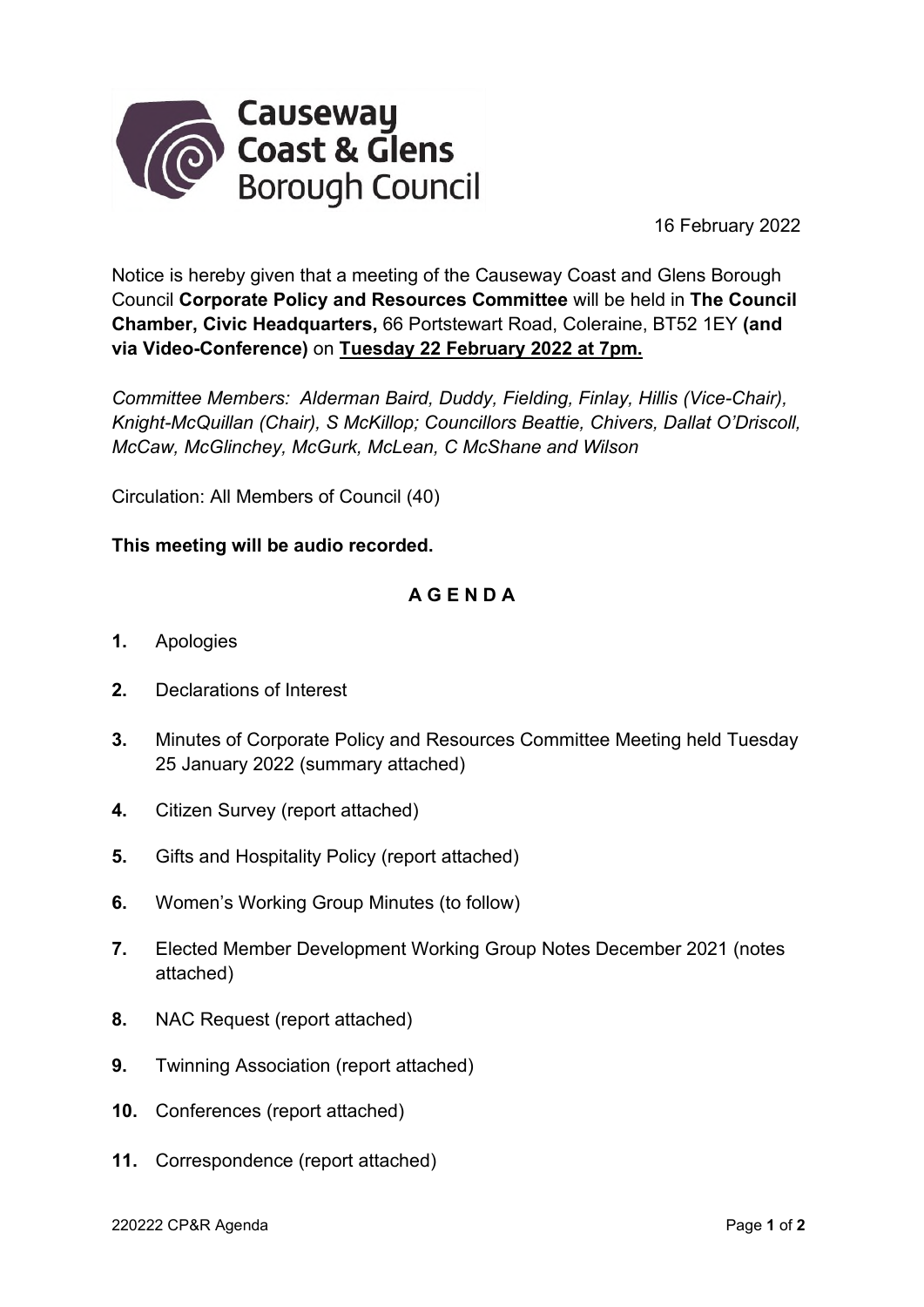Causeway Coast & Glens Borough Council

16 February 2022

Notice is hereby given that a meeting of the Causeway Coast and Glens Borough Council **Corporate Policy and Resources Committee** will be held in **The Council Chamber, Civic Headquarters,** 66 Portstewart Road, Coleraine, BT52 1EY **(and via Video-Conference)** on **Tuesday 22 February 2022 at 7pm.**

*Committee Members: Alderman Baird, Duddy, Fielding, Finlay, Hillis (Vice-Chair), Knight-McQuillan (Chair), S McKillop; Councillors Beattie, Chivers, Dallat O'Driscoll, McCaw, McGlinchey, McGurk, McLean, C McShane and Wilson*

Circulation: All Members of Council (40)

**This meeting will be audio recorded.**

## A G E N D A

1. Apologies
2. Declarations of Interest
3. Minutes of Corporate Policy and Resources Committee Meeting held Tuesday 25 January 2022 (summary attached)
4. Citizen Survey (report attached)
5. Gifts and Hospitality Policy (report attached)
6. Women's Working Group Minutes (to follow)
7. Elected Member Development Working Group Notes December 2021 (notes attached)
8. NAC Request (report attached)
9. Twinning Association (report attached)
10. Conferences (report attached)
11. Correspondence (report attached)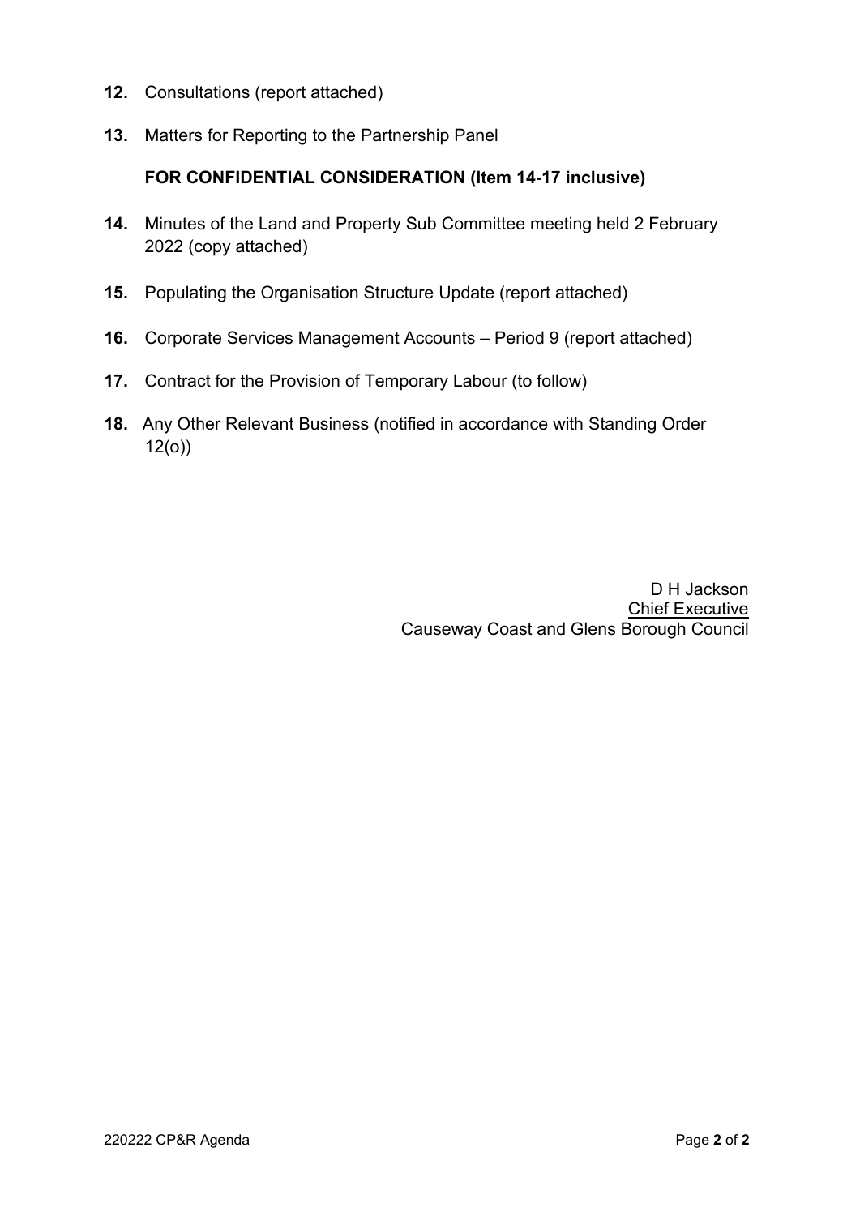**12.** Consultations (report attached)

**13.** Matters for Reporting to the Partnership Panel

**FOR CONFIDENTIAL CONSIDERATION (Item 14-17 inclusive)**

**14.** Minutes of the Land and Property Sub Committee meeting held 2 February 2022 (copy attached)

**15.** Populating the Organisation Structure Update (report attached)

**16.** Corporate Services Management Accounts – Period 9 (report attached)

**17.** Contract for the Provision of Temporary Labour (to follow)

**18.** Any Other Relevant Business (notified in accordance with Standing Order 12(o))

D H Jackson
Chief Executive
Causeway Coast and Glens Borough Council